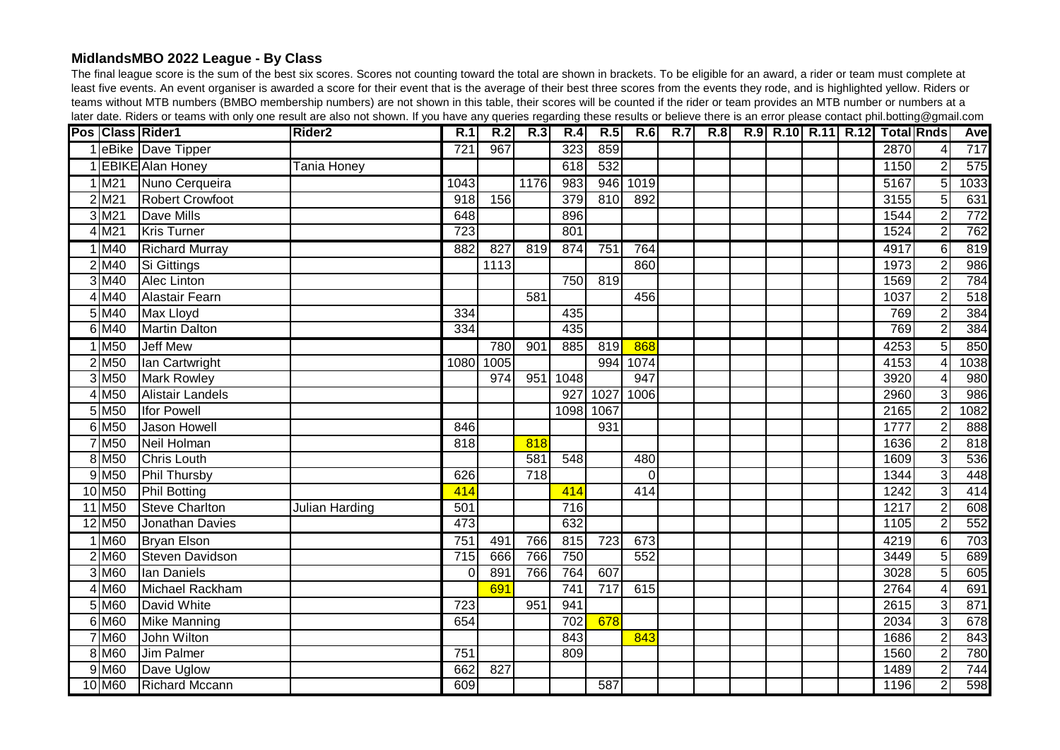## MidlandsMBO 2022 League - By Class

The final league score is the sum of the best six scores. Scores not counting toward the total are shown in brackets. To be eligible for an award, a rider or team must complete at least five events. An event organiser is awarded a score for their event that is the average of their best three scores from the events they rode, and is highlighted yellow. Riders or teams without MTB numbers (BMBO membership numbers) are not shown in this table, their scores will be counted if the rider or team provides an MTB number or numbers at a later date. Riders or teams with only one result are also not shown. If you have any queries regarding these results or believe there is an error please contact phil.botting@gmail.com

| Pos | Class | Rider1 | Rider2 | R.1 | R.2 | R.3 | R.4 | R.5 | R.6 | R.7 | R.8 | R.9 | R.10 | R.11 | R.12 | Total | Rnds | Ave |
|---|---|---|---|---|---|---|---|---|---|---|---|---|---|---|---|---|---|---|
| 1 | eBike | Dave Tipper | | 721 | 967 | | 323 | 859 | | | | | | | | 2870 | 4 | 717 |
| 1 | EBIKE | Alan Honey | Tania Honey | | | | 618 | 532 | | | | | | | | 1150 | 2 | 575 |
| 1 | M21 | Nuno Cerqueira | | 1043 | | 1176 | 983 | 946 | 1019 | | | | | | | 5167 | 5 | 1033 |
| 2 | M21 | Robert Crowfoot | | 918 | 156 | | 379 | 810 | 892 | | | | | | | 3155 | 5 | 631 |
| 3 | M21 | Dave Mills | | 648 | | | 896 | | | | | | | | | 1544 | 2 | 772 |
| 4 | M21 | Kris Turner | | 723 | | | 801 | | | | | | | | | 1524 | 2 | 762 |
| 1 | M40 | Richard Murray | | 882 | 827 | 819 | 874 | 751 | 764 | | | | | | | 4917 | 6 | 819 |
| 2 | M40 | Si Gittings | | | 1113 | | | | 860 | | | | | | | 1973 | 2 | 986 |
| 3 | M40 | Alec Linton | | | | | 750 | 819 | | | | | | | | 1569 | 2 | 784 |
| 4 | M40 | Alastair Fearn | | | | 581 | | | 456 | | | | | | | 1037 | 2 | 518 |
| 5 | M40 | Max Lloyd | | 334 | | | 435 | | | | | | | | | 769 | 2 | 384 |
| 6 | M40 | Martin Dalton | | 334 | | | 435 | | | | | | | | | 769 | 2 | 384 |
| 1 | M50 | Jeff Mew | | | 780 | 901 | 885 | 819 | 868 | | | | | | | 4253 | 5 | 850 |
| 2 | M50 | Ian Cartwright | | 1080 | 1005 | | | 994 | 1074 | | | | | | | 4153 | 4 | 1038 |
| 3 | M50 | Mark Rowley | | | 974 | 951 | 1048 | | 947 | | | | | | | 3920 | 4 | 980 |
| 4 | M50 | Alistair Landels | | | | | 927 | 1027 | 1006 | | | | | | | 2960 | 3 | 986 |
| 5 | M50 | Ifor Powell | | | | | 1098 | 1067 | | | | | | | | 2165 | 2 | 1082 |
| 6 | M50 | Jason Howell | | 846 | | | | 931 | | | | | | | | 1777 | 2 | 888 |
| 7 | M50 | Neil Holman | | 818 | | 818 | | | | | | | | | | 1636 | 2 | 818 |
| 8 | M50 | Chris Louth | | | | 581 | 548 | | 480 | | | | | | | 1609 | 3 | 536 |
| 9 | M50 | Phil Thursby | | 626 | | 718 | | | 0 | | | | | | | 1344 | 3 | 448 |
| 10 | M50 | Phil Botting | | 414 | | | 414 | | 414 | | | | | | | 1242 | 3 | 414 |
| 11 | M50 | Steve Charlton | Julian Harding | 501 | | | 716 | | | | | | | | | 1217 | 2 | 608 |
| 12 | M50 | Jonathan Davies | | 473 | | | 632 | | | | | | | | | 1105 | 2 | 552 |
| 1 | M60 | Bryan Elson | | 751 | 491 | 766 | 815 | 723 | 673 | | | | | | | 4219 | 6 | 703 |
| 2 | M60 | Steven Davidson | | 715 | 666 | 766 | 750 | | 552 | | | | | | | 3449 | 5 | 689 |
| 3 | M60 | Ian Daniels | | 0 | 891 | 766 | 764 | 607 | | | | | | | | 3028 | 5 | 605 |
| 4 | M60 | Michael Rackham | | | 691 | | 741 | 717 | 615 | | | | | | | 2764 | 4 | 691 |
| 5 | M60 | David White | | 723 | | 951 | 941 | | | | | | | | | 2615 | 3 | 871 |
| 6 | M60 | Mike Manning | | 654 | | | 702 | 678 | | | | | | | | 2034 | 3 | 678 |
| 7 | M60 | John Wilton | | | | | 843 | | 843 | | | | | | | 1686 | 2 | 843 |
| 8 | M60 | Jim Palmer | | 751 | | | 809 | | | | | | | | | 1560 | 2 | 780 |
| 9 | M60 | Dave Uglow | | 662 | 827 | | | | | | | | | | | 1489 | 2 | 744 |
| 10 | M60 | Richard Mccann | | 609 | | | | 587 | | | | | | | | 1196 | 2 | 598 |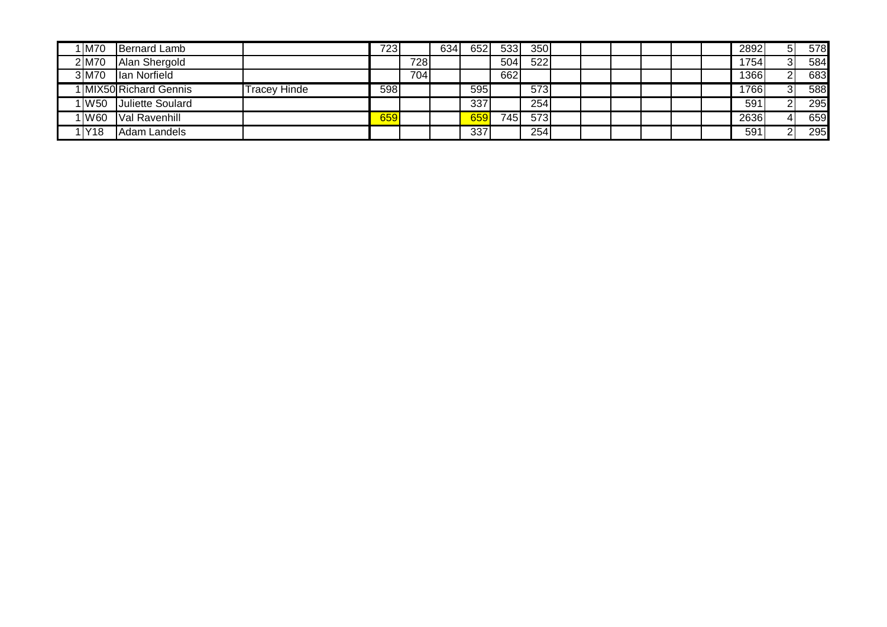| | | | | | | | | | | | | | | | | | | |
|---|---|---|---|---|---|---|---|---|---|---|---|---|---|---|---|---|---|---|
| 1 | M70 | Bernard Lamb | | 723 | | 634 | 652 | 533 | 350 | | | | | | | 2892 | 5 | 578 |
| 2 | M70 | Alan Shergold | | | 728 | | | 504 | 522 | | | | | | | 1754 | 3 | 584 |
| 3 | M70 | Ian Norfield | | | 704 | | | 662 | | | | | | | | 1366 | 2 | 683 |
| 1 | MIX50 | Richard Gennis | Tracey Hinde | 598 | | | 595 | | 573 | | | | | | | 1766 | 3 | 588 |
| 1 | W50 | Juliette Soulard | | | | | 337 | | 254 | | | | | | | 591 | 2 | 295 |
| 1 | W60 | Val Ravenhill | | 659 | | | 659 | 745 | 573 | | | | | | | 2636 | 4 | 659 |
| 1 | Y18 | Adam Landels | | | | | 337 | | 254 | | | | | | | 591 | 2 | 295 |